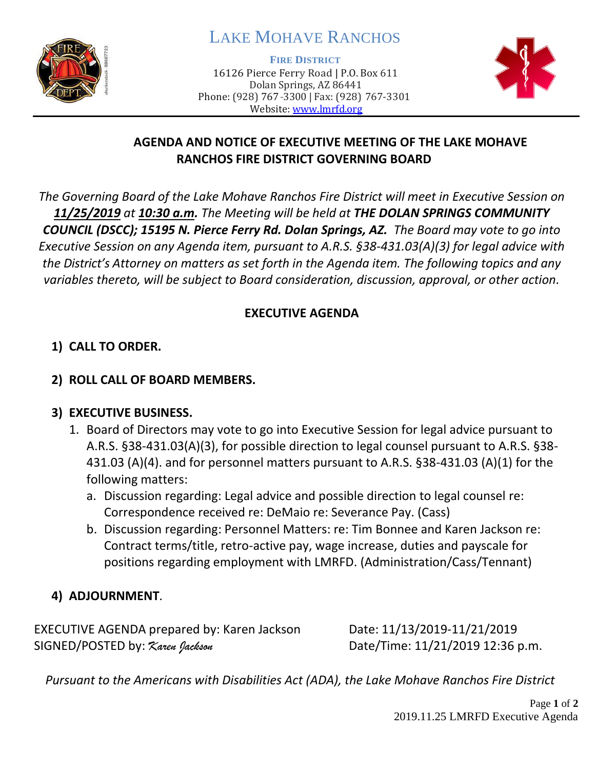# LAKE MOHAVE RANCHOS

**FIRE DISTRICT**
16126 Pierce Ferry Road | P.O. Box 611
Dolan Springs, AZ 86441
Phone: (928) 767-3300 | Fax: (928) 767-3301
Website: www.lmrfd.org

## AGENDA AND NOTICE OF EXECUTIVE MEETING OF THE LAKE MOHAVE RANCHOS FIRE DISTRICT GOVERNING BOARD

*The Governing Board of the Lake Mohave Ranchos Fire District will meet in Executive Session on **11/25/2019** at **10:30 a.m.** The Meeting will be held at **THE DOLAN SPRINGS COMMUNITY COUNCIL (DSCC); 15195 N. Pierce Ferry Rd. Dolan Springs, AZ.** The Board may vote to go into Executive Session on any Agenda item, pursuant to A.R.S. §38-431.03(A)(3) for legal advice with the District's Attorney on matters as set forth in the Agenda item. The following topics and any variables thereto, will be subject to Board consideration, discussion, approval, or other action.*

### EXECUTIVE AGENDA

1) **CALL TO ORDER.**

2) **ROLL CALL OF BOARD MEMBERS.**

3) **EXECUTIVE BUSINESS.**
   1. Board of Directors may vote to go into Executive Session for legal advice pursuant to A.R.S. §38-431.03(A)(3), for possible direction to legal counsel pursuant to A.R.S. §38-431.03 (A)(4). and for personnel matters pursuant to A.R.S. §38-431.03 (A)(1) for the following matters:
      a. Discussion regarding: Legal advice and possible direction to legal counsel re: Correspondence received re: DeMaio re: Severance Pay. (Cass)
      b. Discussion regarding: Personnel Matters: re: Tim Bonnee and Karen Jackson re: Contract terms/title, retro-active pay, wage increase, duties and payscale for positions regarding employment with LMRFD. (Administration/Cass/Tennant)

4) **ADJOURNMENT**.

EXECUTIVE AGENDA prepared by: Karen Jackson — Date: 11/13/2019-11/21/2019
SIGNED/POSTED by: *Karen Jackson* — Date/Time: 11/21/2019 12:36 p.m.

*Pursuant to the Americans with Disabilities Act (ADA), the Lake Mohave Ranchos Fire District*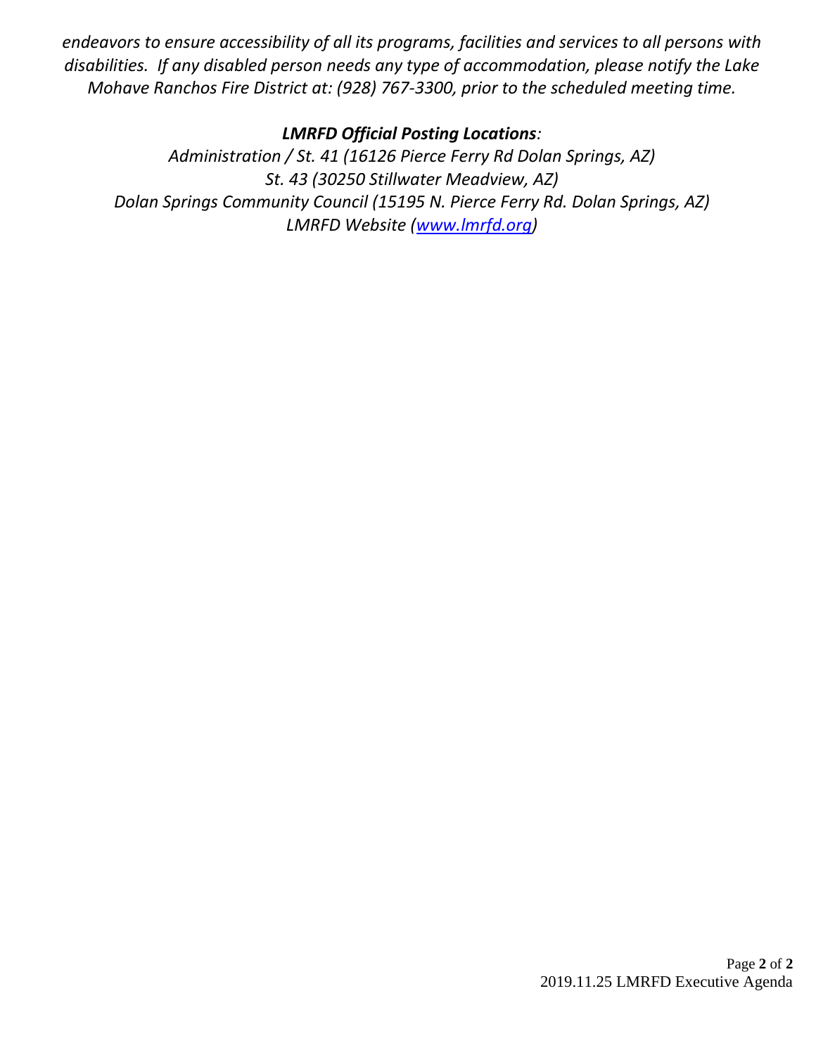*endeavors to ensure accessibility of all its programs, facilities and services to all persons with disabilities. If any disabled person needs any type of accommodation, please notify the Lake Mohave Ranchos Fire District at: (928) 767-3300, prior to the scheduled meeting time.*

***LMRFD Official Posting Locations**:*

*Administration / St. 41 (16126 Pierce Ferry Rd Dolan Springs, AZ)*
*St. 43 (30250 Stillwater Meadview, AZ)*
*Dolan Springs Community Council (15195 N. Pierce Ferry Rd. Dolan Springs, AZ)*
*LMRFD Website ([www.lmrfd.org](http://www.lmrfd.org))*